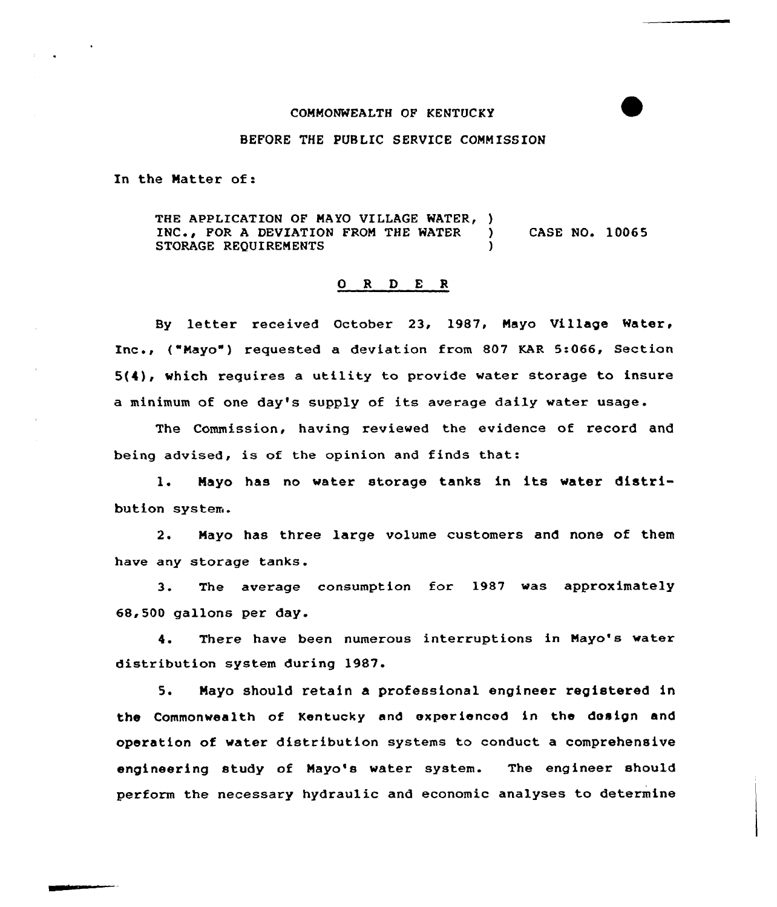COMMONWEALTH OF KENTUCKY

BEFORE THE PUBLIC SERVICE COMMISSION

In the Matter of:

THE APPLICATION OF MAYO VILLAGE WATER, )
INC., FOR A DEVIATION FROM THE WATER ) CASE NO. 10065
STORAGE REQUIREMENTS )

## O R D E R

By letter received October 23, 1987, Mayo Village Water, Inc., ("Mayo") requested a deviation from 807 KAR 5:066, Section 5(4), which requires a utility to provide water storage to insure a minimum of one day's supply of its average daily water usage.

The Commission, having reviewed the evidence of record and being advised, is of the opinion and finds that:

1. Mayo has no water storage tanks in its water distribution system.

2. Mayo has three large volume customers and none of them have any storage tanks.

3. The average consumption for 1987 was approximately 68,500 gallons per day.

4. There have been numerous interruptions in Mayo's water distribution system during 1987.

5. Mayo should retain a professional engineer registered in the Commonwealth of Kentucky and experienced in the design and operation of water distribution systems to conduct a comprehensive engineering study of Mayo's water system. The engineer should perform the necessary hydraulic and economic analyses to determine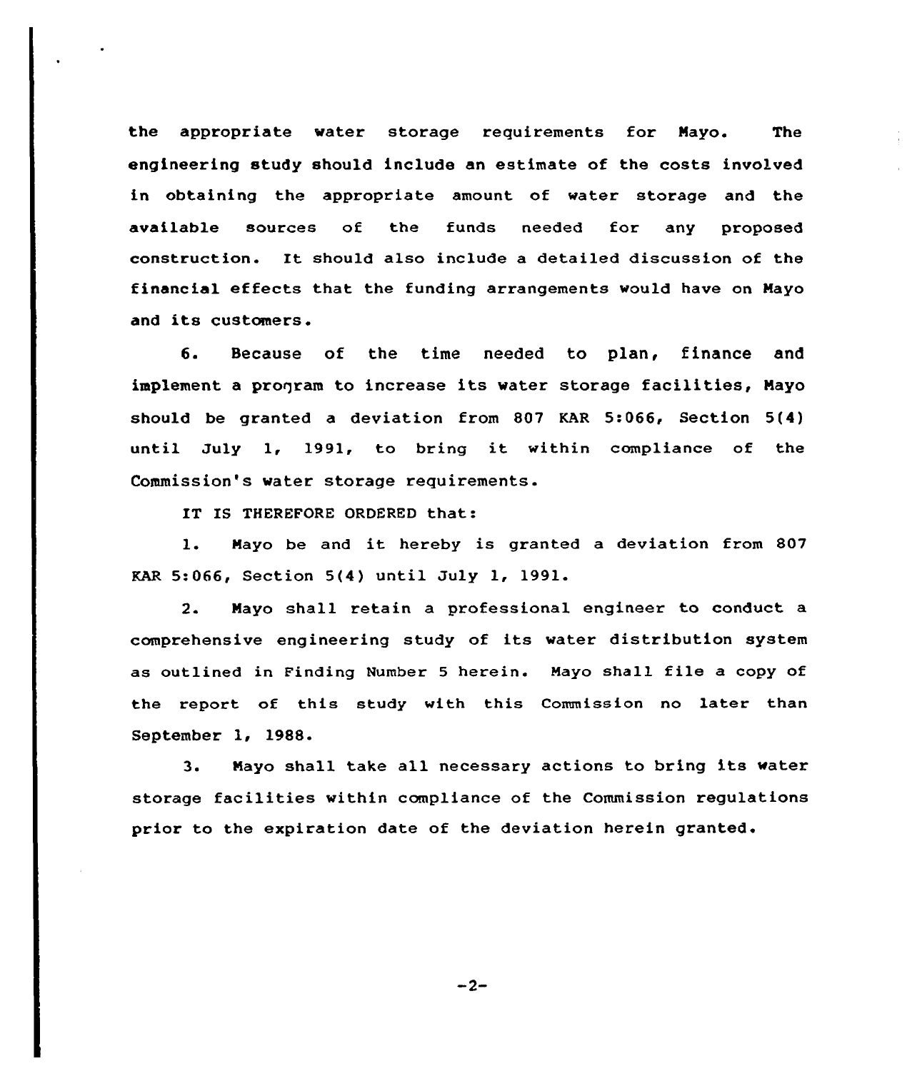the appropriate water storage requirements for Mayo. The engineering study should include an estimate of the costs involved in obtaining the appropriate amount of water storage and the available sources of the funds needed for any proposed construction. It should also include a detailed discussion of the financial effects that the funding arrangements would have on Mayo and its customers.

6. Because of the time needed to plan, finance and implement a program to increase its water storage facilities, Mayo should be granted a deviation from 807 KAR 5:066, Section 5(4) until July 1, 1991, to bring it within compliance of the Commission's water storage requirements.

IT IS THEREFORE ORDERED that:

1. Mayo be and it hereby is granted a deviation from 807 KAR 5:066, Section 5(4) until July 1, 1991.

2. Mayo shall retain a professional engineer to conduct a comprehensive engineering study of its water distribution system as outlined in Finding Number 5 herein. Mayo shall file a copy of the report of this study with this Commission no later than September 1, 1988.

3. Mayo shall take all necessary actions to bring its water storage facilities within compliance of the Commission regulations prior to the expiration date of the deviation herein granted.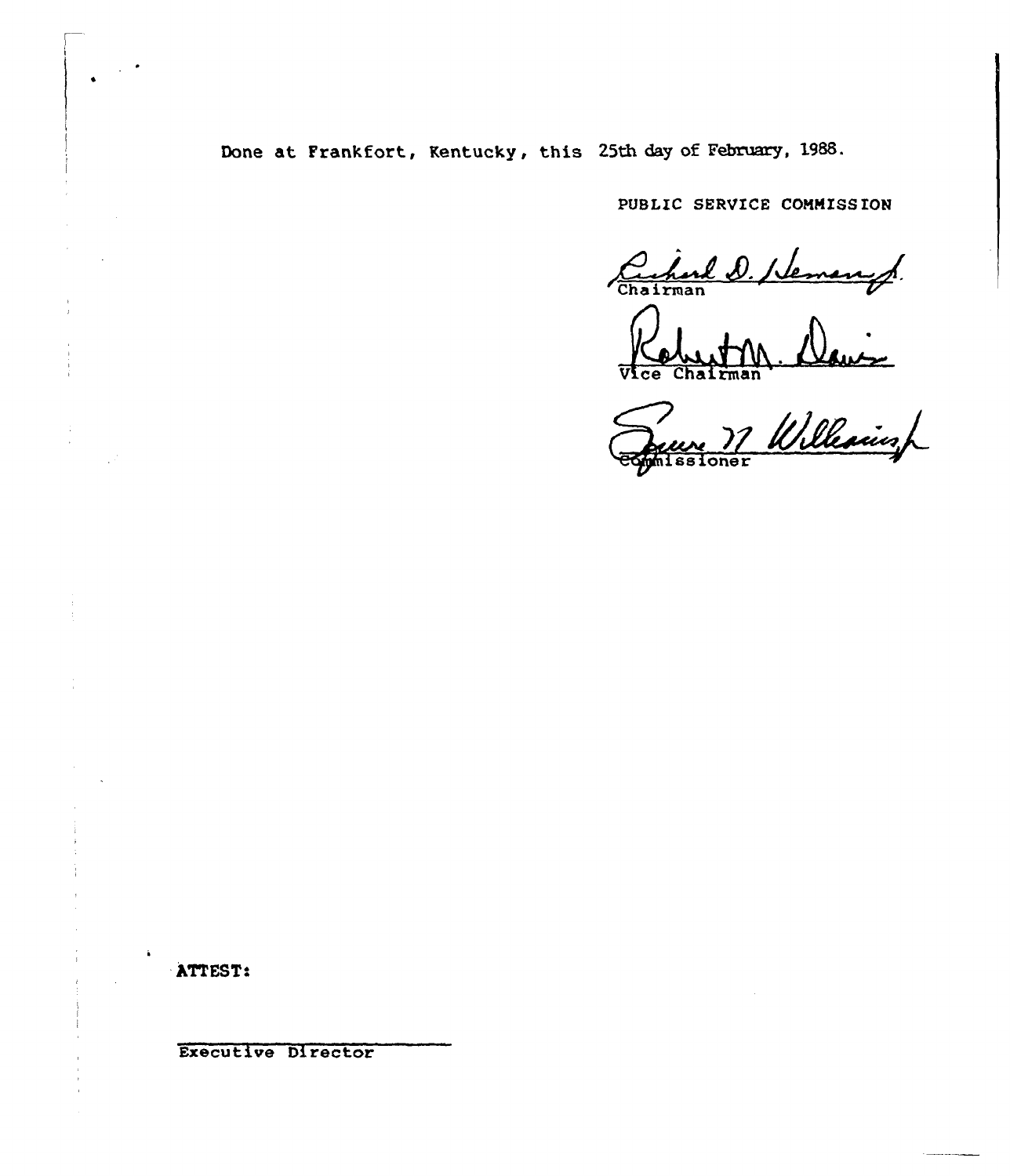Done at Frankfort, Kentucky, this 25th day of February, 1988.

PUBLIC SERVICE COMMISSION

Chairman

Vice Chairman

Commissioner

ATTEST:

Executive Director